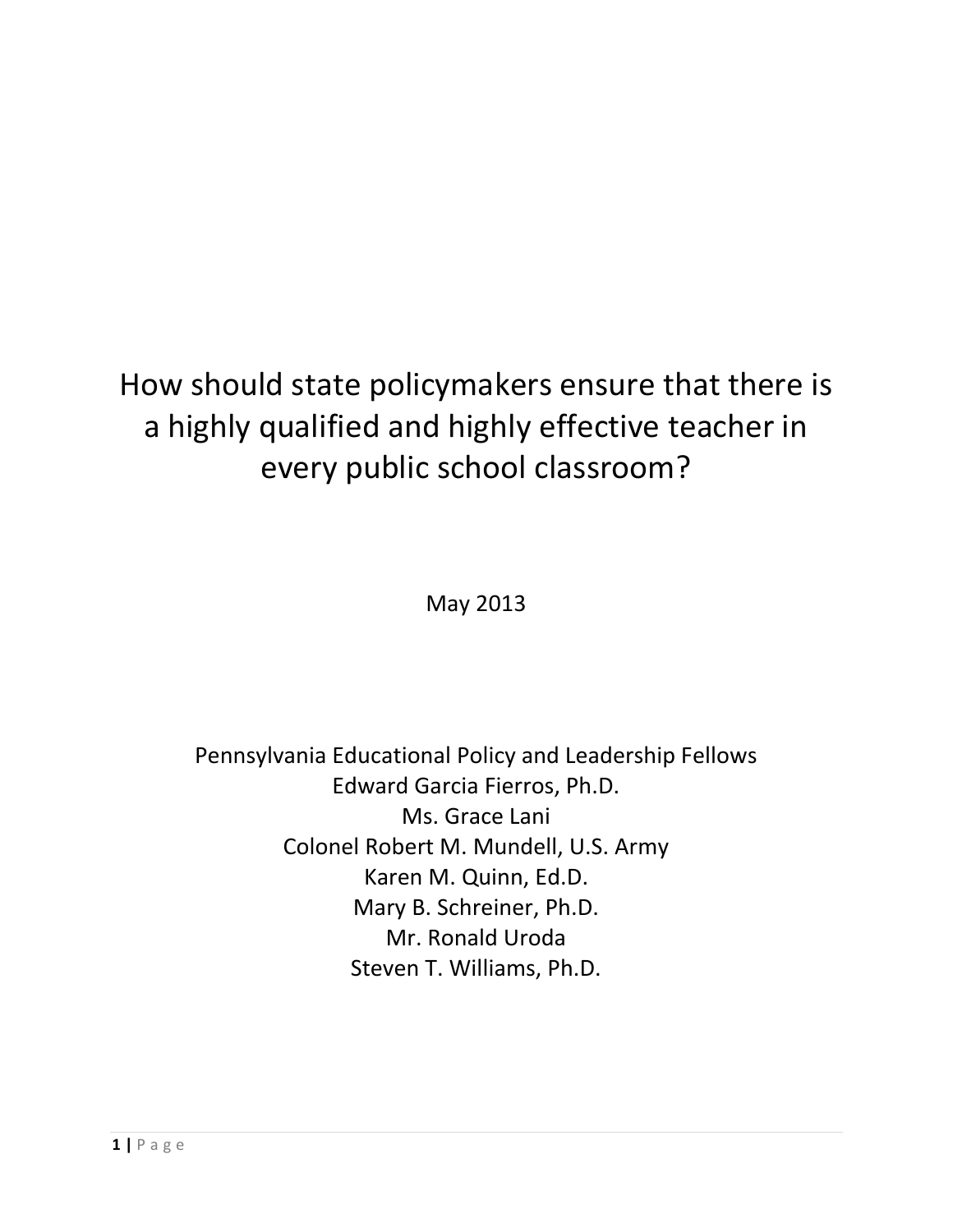# How should state policymakers ensure that there is a highly qualified and highly effective teacher in every public school classroom?

May 2013

Pennsylvania Educational Policy and Leadership Fellows

Edward Garcia Fierros, Ph.D.

Ms. Grace Lani

Colonel Robert M. Mundell, U.S. Army

Karen M. Quinn, Ed.D.

Mary B. Schreiner, Ph.D.

Mr. Ronald Uroda

Steven T. Williams, Ph.D.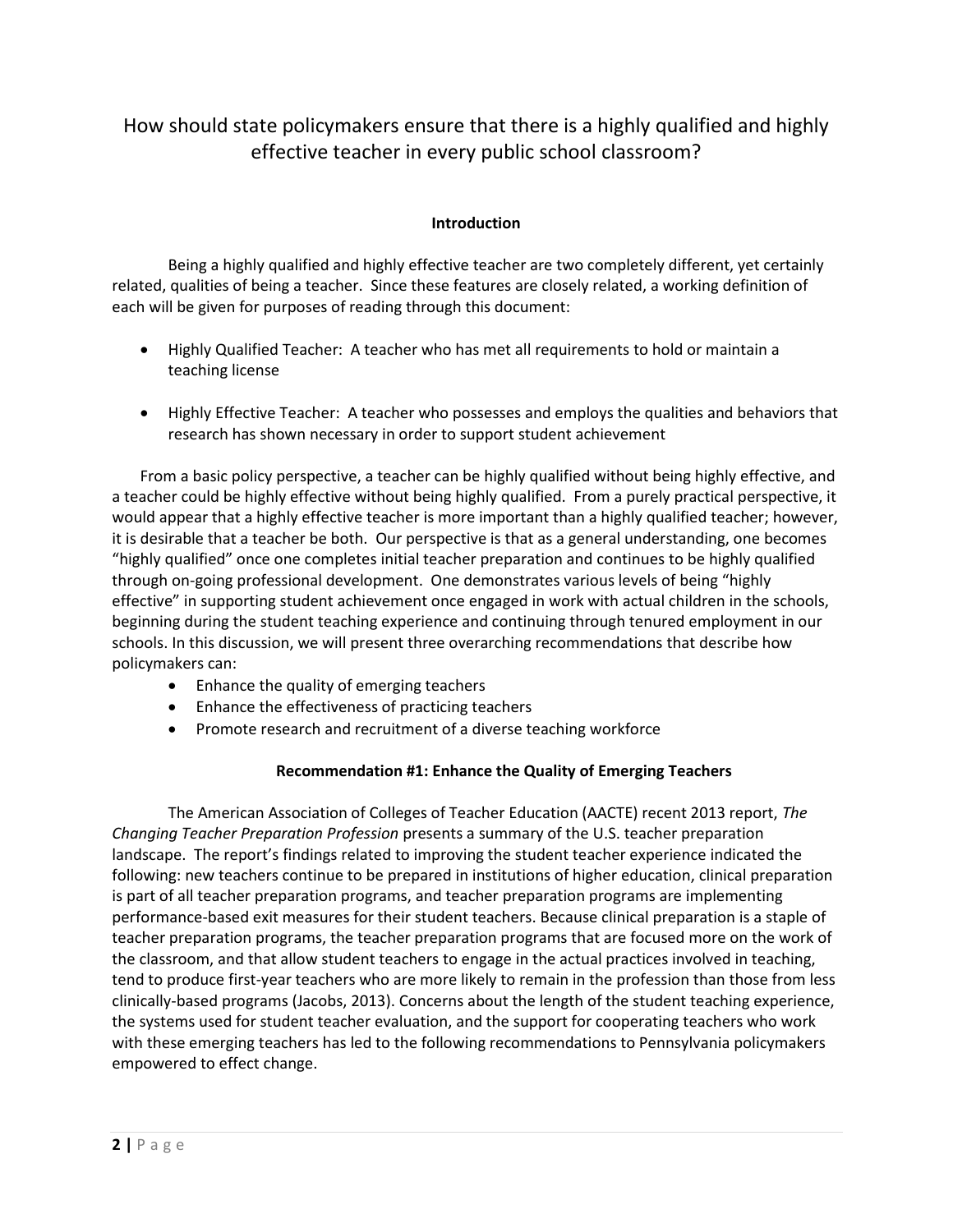# How should state policymakers ensure that there is a highly qualified and highly effective teacher in every public school classroom?

## Introduction

Being a highly qualified and highly effective teacher are two completely different, yet certainly related, qualities of being a teacher. Since these features are closely related, a working definition of each will be given for purposes of reading through this document:

- Highly Qualified Teacher: A teacher who has met all requirements to hold or maintain a teaching license
- Highly Effective Teacher: A teacher who possesses and employs the qualities and behaviors that research has shown necessary in order to support student achievement

From a basic policy perspective, a teacher can be highly qualified without being highly effective, and a teacher could be highly effective without being highly qualified. From a purely practical perspective, it would appear that a highly effective teacher is more important than a highly qualified teacher; however, it is desirable that a teacher be both. Our perspective is that as a general understanding, one becomes "highly qualified" once one completes initial teacher preparation and continues to be highly qualified through on-going professional development. One demonstrates various levels of being "highly effective" in supporting student achievement once engaged in work with actual children in the schools, beginning during the student teaching experience and continuing through tenured employment in our schools. In this discussion, we will present three overarching recommendations that describe how policymakers can:

- Enhance the quality of emerging teachers
- Enhance the effectiveness of practicing teachers
- Promote research and recruitment of a diverse teaching workforce

## Recommendation #1: Enhance the Quality of Emerging Teachers

The American Association of Colleges of Teacher Education (AACTE) recent 2013 report, *The Changing Teacher Preparation Profession* presents a summary of the U.S. teacher preparation landscape. The report's findings related to improving the student teacher experience indicated the following: new teachers continue to be prepared in institutions of higher education, clinical preparation is part of all teacher preparation programs, and teacher preparation programs are implementing performance-based exit measures for their student teachers. Because clinical preparation is a staple of teacher preparation programs, the teacher preparation programs that are focused more on the work of the classroom, and that allow student teachers to engage in the actual practices involved in teaching, tend to produce first-year teachers who are more likely to remain in the profession than those from less clinically-based programs (Jacobs, 2013). Concerns about the length of the student teaching experience, the systems used for student teacher evaluation, and the support for cooperating teachers who work with these emerging teachers has led to the following recommendations to Pennsylvania policymakers empowered to effect change.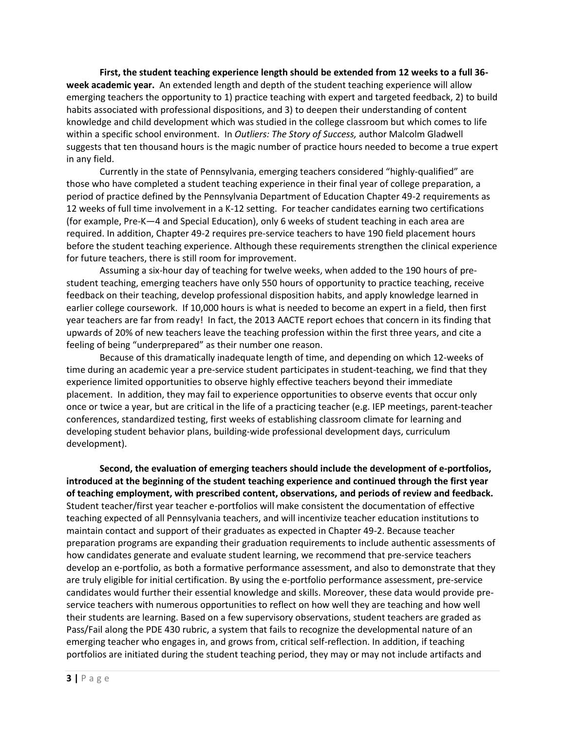**First, the student teaching experience length should be extended from 12 weeks to a full 36-week academic year.** An extended length and depth of the student teaching experience will allow emerging teachers the opportunity to 1) practice teaching with expert and targeted feedback, 2) to build habits associated with professional dispositions, and 3) to deepen their understanding of content knowledge and child development which was studied in the college classroom but which comes to life within a specific school environment. In *Outliers: The Story of Success,* author Malcolm Gladwell suggests that ten thousand hours is the magic number of practice hours needed to become a true expert in any field.

Currently in the state of Pennsylvania, emerging teachers considered "highly-qualified" are those who have completed a student teaching experience in their final year of college preparation, a period of practice defined by the Pennsylvania Department of Education Chapter 49-2 requirements as 12 weeks of full time involvement in a K-12 setting. For teacher candidates earning two certifications (for example, Pre-K—4 and Special Education), only 6 weeks of student teaching in each area are required. In addition, Chapter 49-2 requires pre-service teachers to have 190 field placement hours before the student teaching experience. Although these requirements strengthen the clinical experience for future teachers, there is still room for improvement.

Assuming a six-hour day of teaching for twelve weeks, when added to the 190 hours of pre-student teaching, emerging teachers have only 550 hours of opportunity to practice teaching, receive feedback on their teaching, develop professional disposition habits, and apply knowledge learned in earlier college coursework. If 10,000 hours is what is needed to become an expert in a field, then first year teachers are far from ready! In fact, the 2013 AACTE report echoes that concern in its finding that upwards of 20% of new teachers leave the teaching profession within the first three years, and cite a feeling of being "underprepared" as their number one reason.

Because of this dramatically inadequate length of time, and depending on which 12-weeks of time during an academic year a pre-service student participates in student-teaching, we find that they experience limited opportunities to observe highly effective teachers beyond their immediate placement. In addition, they may fail to experience opportunities to observe events that occur only once or twice a year, but are critical in the life of a practicing teacher (e.g. IEP meetings, parent-teacher conferences, standardized testing, first weeks of establishing classroom climate for learning and developing student behavior plans, building-wide professional development days, curriculum development).

**Second, the evaluation of emerging teachers should include the development of e-portfolios, introduced at the beginning of the student teaching experience and continued through the first year of teaching employment, with prescribed content, observations, and periods of review and feedback.** Student teacher/first year teacher e-portfolios will make consistent the documentation of effective teaching expected of all Pennsylvania teachers, and will incentivize teacher education institutions to maintain contact and support of their graduates as expected in Chapter 49-2. Because teacher preparation programs are expanding their graduation requirements to include authentic assessments of how candidates generate and evaluate student learning, we recommend that pre-service teachers develop an e-portfolio, as both a formative performance assessment, and also to demonstrate that they are truly eligible for initial certification. By using the e-portfolio performance assessment, pre-service candidates would further their essential knowledge and skills. Moreover, these data would provide pre-service teachers with numerous opportunities to reflect on how well they are teaching and how well their students are learning. Based on a few supervisory observations, student teachers are graded as Pass/Fail along the PDE 430 rubric, a system that fails to recognize the developmental nature of an emerging teacher who engages in, and grows from, critical self-reflection. In addition, if teaching portfolios are initiated during the student teaching period, they may or may not include artifacts and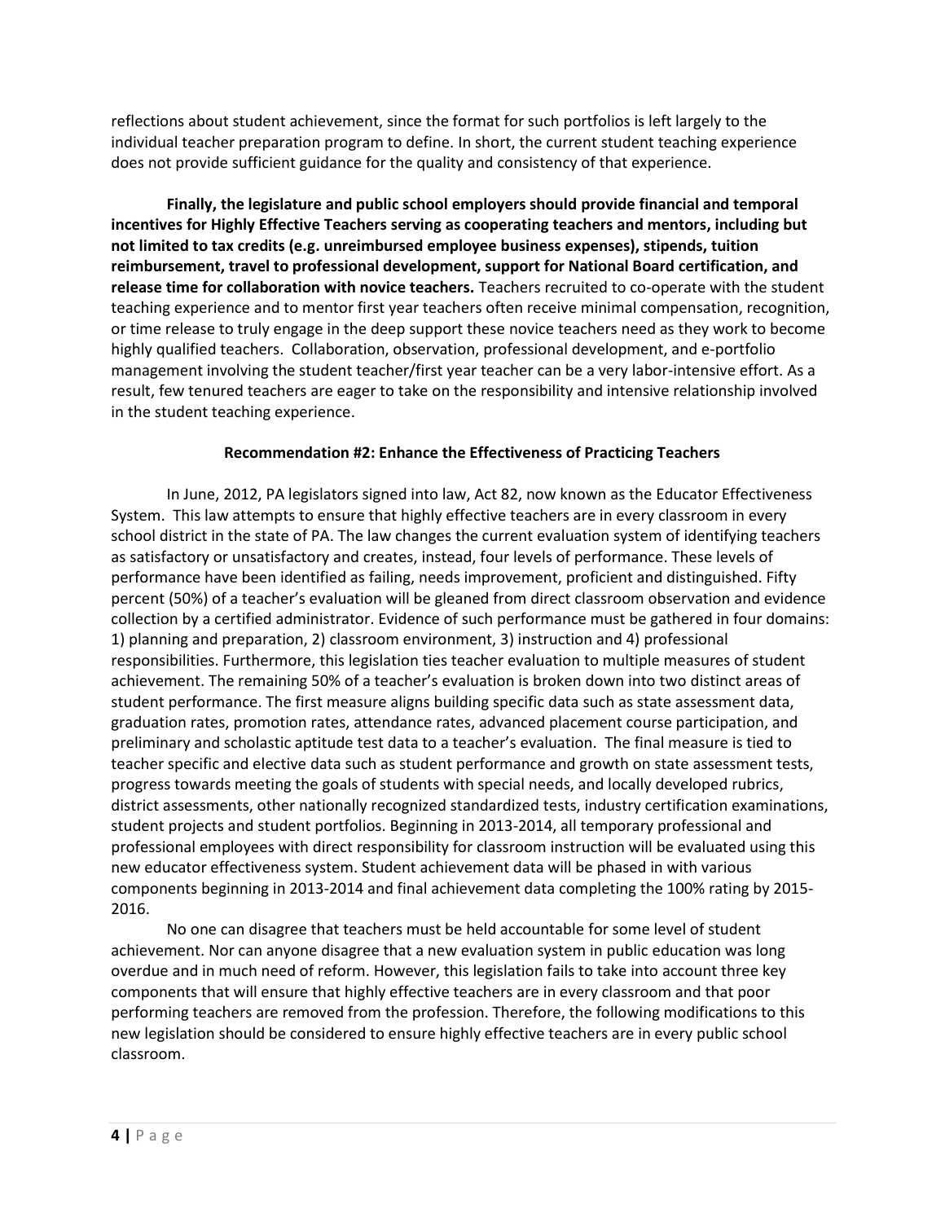reflections about student achievement, since the format for such portfolios is left largely to the individual teacher preparation program to define. In short, the current student teaching experience does not provide sufficient guidance for the quality and consistency of that experience.

**Finally, the legislature and public school employers should provide financial and temporal incentives for Highly Effective Teachers serving as cooperating teachers and mentors, including but not limited to tax credits (e.g. unreimbursed employee business expenses), stipends, tuition reimbursement, travel to professional development, support for National Board certification, and release time for collaboration with novice teachers.** Teachers recruited to co-operate with the student teaching experience and to mentor first year teachers often receive minimal compensation, recognition, or time release to truly engage in the deep support these novice teachers need as they work to become highly qualified teachers. Collaboration, observation, professional development, and e-portfolio management involving the student teacher/first year teacher can be a very labor-intensive effort. As a result, few tenured teachers are eager to take on the responsibility and intensive relationship involved in the student teaching experience.

## Recommendation #2: Enhance the Effectiveness of Practicing Teachers

In June, 2012, PA legislators signed into law, Act 82, now known as the Educator Effectiveness System. This law attempts to ensure that highly effective teachers are in every classroom in every school district in the state of PA. The law changes the current evaluation system of identifying teachers as satisfactory or unsatisfactory and creates, instead, four levels of performance. These levels of performance have been identified as failing, needs improvement, proficient and distinguished. Fifty percent (50%) of a teacher's evaluation will be gleaned from direct classroom observation and evidence collection by a certified administrator. Evidence of such performance must be gathered in four domains: 1) planning and preparation, 2) classroom environment, 3) instruction and 4) professional responsibilities. Furthermore, this legislation ties teacher evaluation to multiple measures of student achievement. The remaining 50% of a teacher's evaluation is broken down into two distinct areas of student performance. The first measure aligns building specific data such as state assessment data, graduation rates, promotion rates, attendance rates, advanced placement course participation, and preliminary and scholastic aptitude test data to a teacher's evaluation. The final measure is tied to teacher specific and elective data such as student performance and growth on state assessment tests, progress towards meeting the goals of students with special needs, and locally developed rubrics, district assessments, other nationally recognized standardized tests, industry certification examinations, student projects and student portfolios. Beginning in 2013-2014, all temporary professional and professional employees with direct responsibility for classroom instruction will be evaluated using this new educator effectiveness system. Student achievement data will be phased in with various components beginning in 2013-2014 and final achievement data completing the 100% rating by 2015-2016.

No one can disagree that teachers must be held accountable for some level of student achievement. Nor can anyone disagree that a new evaluation system in public education was long overdue and in much need of reform. However, this legislation fails to take into account three key components that will ensure that highly effective teachers are in every classroom and that poor performing teachers are removed from the profession. Therefore, the following modifications to this new legislation should be considered to ensure highly effective teachers are in every public school classroom.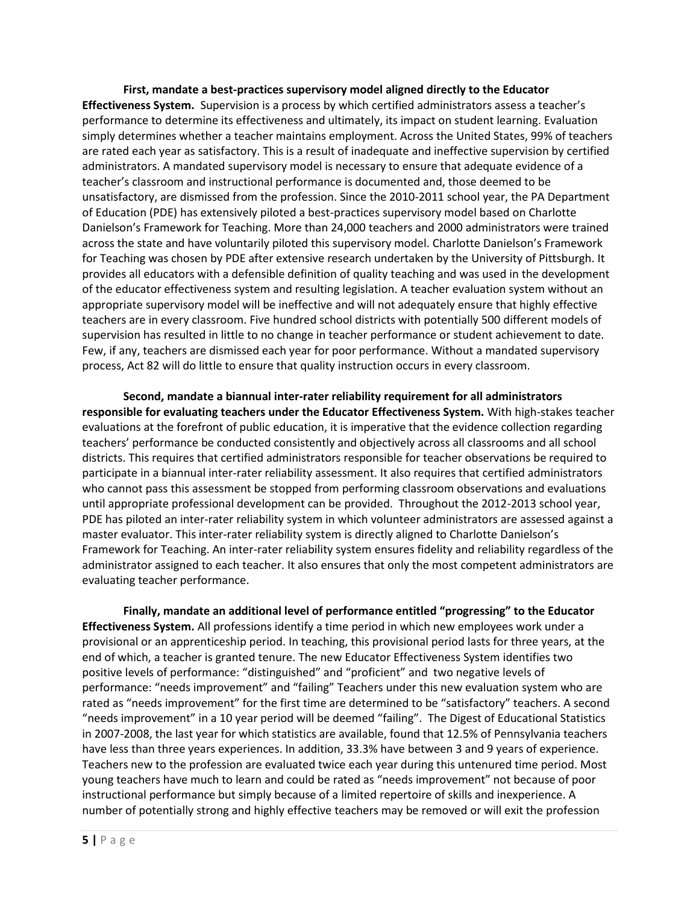**First, mandate a best-practices supervisory model aligned directly to the Educator Effectiveness System.** Supervision is a process by which certified administrators assess a teacher's performance to determine its effectiveness and ultimately, its impact on student learning. Evaluation simply determines whether a teacher maintains employment. Across the United States, 99% of teachers are rated each year as satisfactory. This is a result of inadequate and ineffective supervision by certified administrators. A mandated supervisory model is necessary to ensure that adequate evidence of a teacher's classroom and instructional performance is documented and, those deemed to be unsatisfactory, are dismissed from the profession. Since the 2010-2011 school year, the PA Department of Education (PDE) has extensively piloted a best-practices supervisory model based on Charlotte Danielson's Framework for Teaching. More than 24,000 teachers and 2000 administrators were trained across the state and have voluntarily piloted this supervisory model. Charlotte Danielson's Framework for Teaching was chosen by PDE after extensive research undertaken by the University of Pittsburgh. It provides all educators with a defensible definition of quality teaching and was used in the development of the educator effectiveness system and resulting legislation. A teacher evaluation system without an appropriate supervisory model will be ineffective and will not adequately ensure that highly effective teachers are in every classroom. Five hundred school districts with potentially 500 different models of supervision has resulted in little to no change in teacher performance or student achievement to date. Few, if any, teachers are dismissed each year for poor performance. Without a mandated supervisory process, Act 82 will do little to ensure that quality instruction occurs in every classroom.

**Second, mandate a biannual inter-rater reliability requirement for all administrators responsible for evaluating teachers under the Educator Effectiveness System.** With high-stakes teacher evaluations at the forefront of public education, it is imperative that the evidence collection regarding teachers' performance be conducted consistently and objectively across all classrooms and all school districts. This requires that certified administrators responsible for teacher observations be required to participate in a biannual inter-rater reliability assessment. It also requires that certified administrators who cannot pass this assessment be stopped from performing classroom observations and evaluations until appropriate professional development can be provided. Throughout the 2012-2013 school year, PDE has piloted an inter-rater reliability system in which volunteer administrators are assessed against a master evaluator. This inter-rater reliability system is directly aligned to Charlotte Danielson's Framework for Teaching. An inter-rater reliability system ensures fidelity and reliability regardless of the administrator assigned to each teacher. It also ensures that only the most competent administrators are evaluating teacher performance.

**Finally, mandate an additional level of performance entitled "progressing" to the Educator Effectiveness System.** All professions identify a time period in which new employees work under a provisional or an apprenticeship period. In teaching, this provisional period lasts for three years, at the end of which, a teacher is granted tenure. The new Educator Effectiveness System identifies two positive levels of performance: "distinguished" and "proficient" and two negative levels of performance: "needs improvement" and "failing" Teachers under this new evaluation system who are rated as "needs improvement" for the first time are determined to be "satisfactory" teachers. A second "needs improvement" in a 10 year period will be deemed "failing". The Digest of Educational Statistics in 2007-2008, the last year for which statistics are available, found that 12.5% of Pennsylvania teachers have less than three years experiences. In addition, 33.3% have between 3 and 9 years of experience. Teachers new to the profession are evaluated twice each year during this untenured time period. Most young teachers have much to learn and could be rated as "needs improvement" not because of poor instructional performance but simply because of a limited repertoire of skills and inexperience. A number of potentially strong and highly effective teachers may be removed or will exit the profession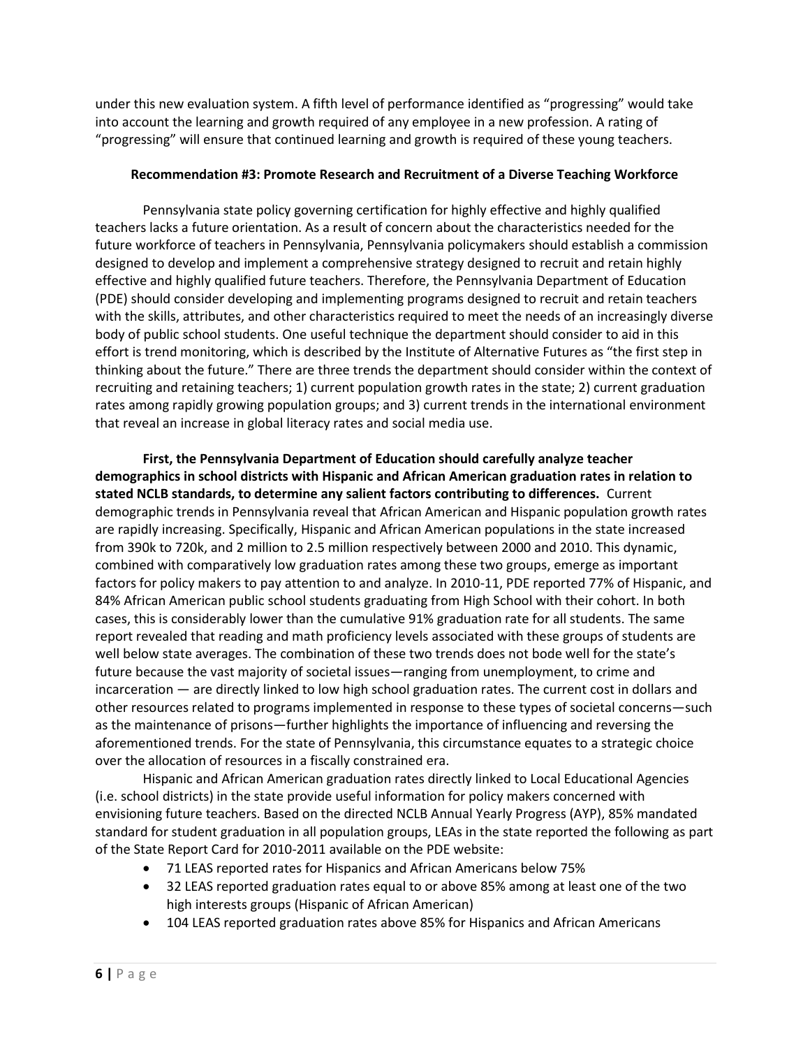under this new evaluation system. A fifth level of performance identified as "progressing" would take into account the learning and growth required of any employee in a new profession. A rating of "progressing" will ensure that continued learning and growth is required of these young teachers.

### Recommendation #3: Promote Research and Recruitment of a Diverse Teaching Workforce

Pennsylvania state policy governing certification for highly effective and highly qualified teachers lacks a future orientation. As a result of concern about the characteristics needed for the future workforce of teachers in Pennsylvania, Pennsylvania policymakers should establish a commission designed to develop and implement a comprehensive strategy designed to recruit and retain highly effective and highly qualified future teachers. Therefore, the Pennsylvania Department of Education (PDE) should consider developing and implementing programs designed to recruit and retain teachers with the skills, attributes, and other characteristics required to meet the needs of an increasingly diverse body of public school students. One useful technique the department should consider to aid in this effort is trend monitoring, which is described by the Institute of Alternative Futures as "the first step in thinking about the future." There are three trends the department should consider within the context of recruiting and retaining teachers; 1) current population growth rates in the state; 2) current graduation rates among rapidly growing population groups; and 3) current trends in the international environment that reveal an increase in global literacy rates and social media use.

**First, the Pennsylvania Department of Education should carefully analyze teacher demographics in school districts with Hispanic and African American graduation rates in relation to stated NCLB standards, to determine any salient factors contributing to differences.** Current demographic trends in Pennsylvania reveal that African American and Hispanic population growth rates are rapidly increasing. Specifically, Hispanic and African American populations in the state increased from 390k to 720k, and 2 million to 2.5 million respectively between 2000 and 2010. This dynamic, combined with comparatively low graduation rates among these two groups, emerge as important factors for policy makers to pay attention to and analyze. In 2010-11, PDE reported 77% of Hispanic, and 84% African American public school students graduating from High School with their cohort. In both cases, this is considerably lower than the cumulative 91% graduation rate for all students. The same report revealed that reading and math proficiency levels associated with these groups of students are well below state averages. The combination of these two trends does not bode well for the state's future because the vast majority of societal issues—ranging from unemployment, to crime and incarceration — are directly linked to low high school graduation rates. The current cost in dollars and other resources related to programs implemented in response to these types of societal concerns—such as the maintenance of prisons—further highlights the importance of influencing and reversing the aforementioned trends. For the state of Pennsylvania, this circumstance equates to a strategic choice over the allocation of resources in a fiscally constrained era.

Hispanic and African American graduation rates directly linked to Local Educational Agencies (i.e. school districts) in the state provide useful information for policy makers concerned with envisioning future teachers. Based on the directed NCLB Annual Yearly Progress (AYP), 85% mandated standard for student graduation in all population groups, LEAs in the state reported the following as part of the State Report Card for 2010-2011 available on the PDE website:

- 71 LEAS reported rates for Hispanics and African Americans below 75%
- 32 LEAS reported graduation rates equal to or above 85% among at least one of the two high interests groups (Hispanic of African American)
- 104 LEAS reported graduation rates above 85% for Hispanics and African Americans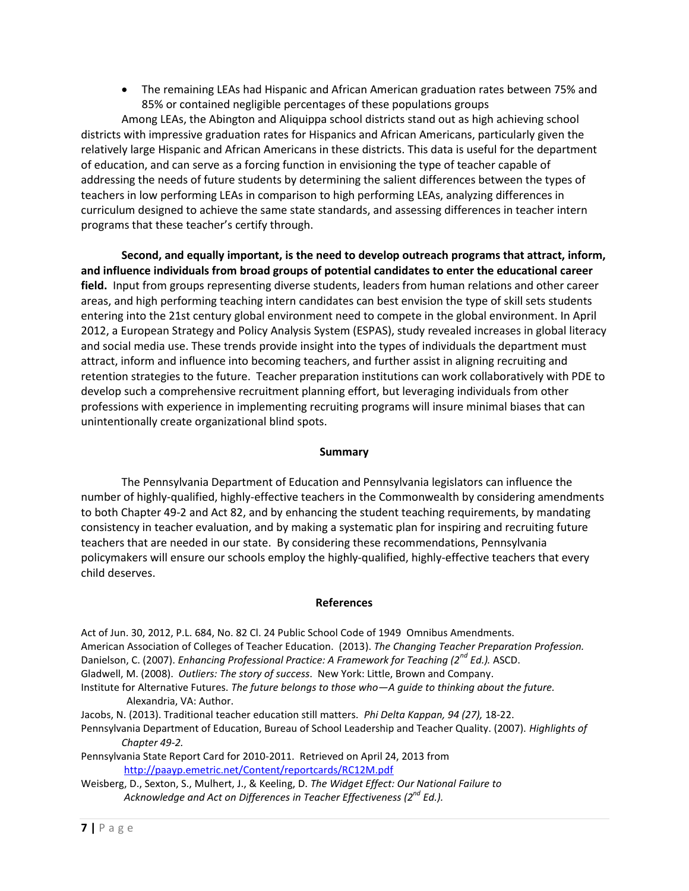- The remaining LEAs had Hispanic and African American graduation rates between 75% and 85% or contained negligible percentages of these populations groups

Among LEAs, the Abington and Aliquippa school districts stand out as high achieving school districts with impressive graduation rates for Hispanics and African Americans, particularly given the relatively large Hispanic and African Americans in these districts. This data is useful for the department of education, and can serve as a forcing function in envisioning the type of teacher capable of addressing the needs of future students by determining the salient differences between the types of teachers in low performing LEAs in comparison to high performing LEAs, analyzing differences in curriculum designed to achieve the same state standards, and assessing differences in teacher intern programs that these teacher's certify through.

**Second, and equally important, is the need to develop outreach programs that attract, inform, and influence individuals from broad groups of potential candidates to enter the educational career field.** Input from groups representing diverse students, leaders from human relations and other career areas, and high performing teaching intern candidates can best envision the type of skill sets students entering into the 21st century global environment need to compete in the global environment. In April 2012, a European Strategy and Policy Analysis System (ESPAS), study revealed increases in global literacy and social media use. These trends provide insight into the types of individuals the department must attract, inform and influence into becoming teachers, and further assist in aligning recruiting and retention strategies to the future. Teacher preparation institutions can work collaboratively with PDE to develop such a comprehensive recruitment planning effort, but leveraging individuals from other professions with experience in implementing recruiting programs will insure minimal biases that can unintentionally create organizational blind spots.

## Summary

The Pennsylvania Department of Education and Pennsylvania legislators can influence the number of highly-qualified, highly-effective teachers in the Commonwealth by considering amendments to both Chapter 49-2 and Act 82, and by enhancing the student teaching requirements, by mandating consistency in teacher evaluation, and by making a systematic plan for inspiring and recruiting future teachers that are needed in our state. By considering these recommendations, Pennsylvania policymakers will ensure our schools employ the highly-qualified, highly-effective teachers that every child deserves.

## References

Act of Jun. 30, 2012, P.L. 684, No. 82 Cl. 24 Public School Code of 1949 Omnibus Amendments.

American Association of Colleges of Teacher Education. (2013). *The Changing Teacher Preparation Profession.*

Danielson, C. (2007). *Enhancing Professional Practice: A Framework for Teaching (2nd Ed.).* ASCD.

Gladwell, M. (2008). *Outliers: The story of success*. New York: Little, Brown and Company.

Institute for Alternative Futures. *The future belongs to those who—A guide to thinking about the future.* Alexandria, VA: Author.

Jacobs, N. (2013). Traditional teacher education still matters. *Phi Delta Kappan, 94 (27),* 18-22.

Pennsylvania Department of Education, Bureau of School Leadership and Teacher Quality. (2007). *Highlights of Chapter 49-2.*

Pennsylvania State Report Card for 2010-2011. Retrieved on April 24, 2013 from http://paayp.emetric.net/Content/reportcards/RC12M.pdf

Weisberg, D., Sexton, S., Mulhert, J., & Keeling, D. *The Widget Effect: Our National Failure to Acknowledge and Act on Differences in Teacher Effectiveness (2nd Ed.).*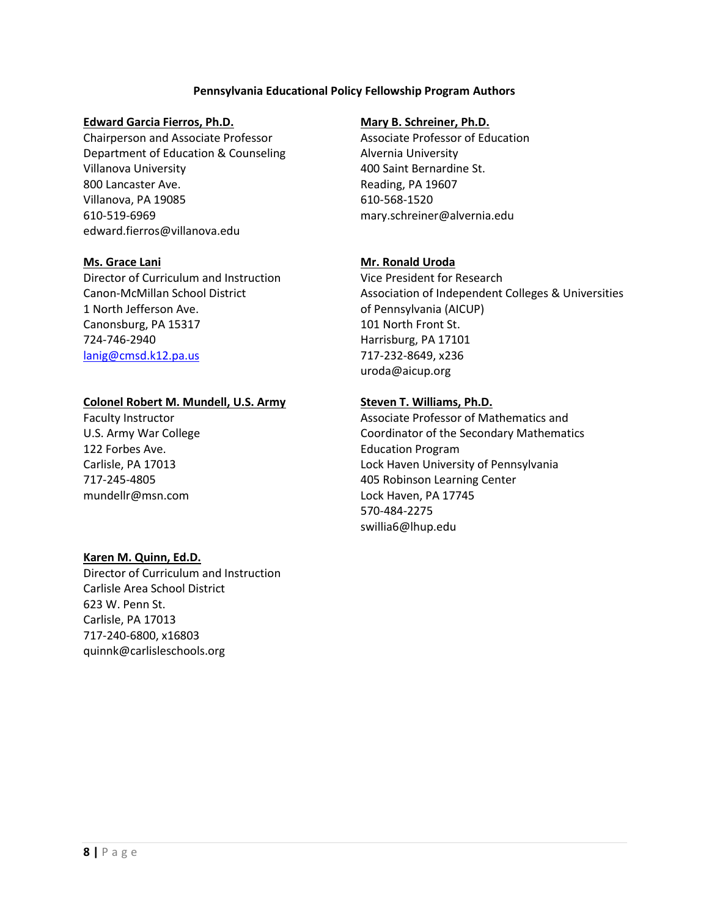**Pennsylvania Educational Policy Fellowship Program Authors**

**Edward Garcia Fierros, Ph.D.**
Chairperson and Associate Professor
Department of Education & Counseling
Villanova University
800 Lancaster Ave.
Villanova, PA 19085
610-519-6969
edward.fierros@villanova.edu

**Ms. Grace Lani**
Director of Curriculum and Instruction
Canon-McMillan School District
1 North Jefferson Ave.
Canonsburg, PA 15317
724-746-2940
lanig@cmsd.k12.pa.us

**Colonel Robert M. Mundell, U.S. Army**
Faculty Instructor
U.S. Army War College
122 Forbes Ave.
Carlisle, PA 17013
717-245-4805
mundellr@msn.com

**Karen M. Quinn, Ed.D.**
Director of Curriculum and Instruction
Carlisle Area School District
623 W. Penn St.
Carlisle, PA 17013
717-240-6800, x16803
quinnk@carlisleschools.org

**Mary B. Schreiner, Ph.D.**
Associate Professor of Education
Alvernia University
400 Saint Bernardine St.
Reading, PA 19607
610-568-1520
mary.schreiner@alvernia.edu

**Mr. Ronald Uroda**
Vice President for Research
Association of Independent Colleges & Universities of Pennsylvania (AICUP)
101 North Front St.
Harrisburg, PA 17101
717-232-8649, x236
uroda@aicup.org

**Steven T. Williams, Ph.D.**
Associate Professor of Mathematics and Coordinator of the Secondary Mathematics Education Program
Lock Haven University of Pennsylvania
405 Robinson Learning Center
Lock Haven, PA 17745
570-484-2275
swillia6@lhup.edu